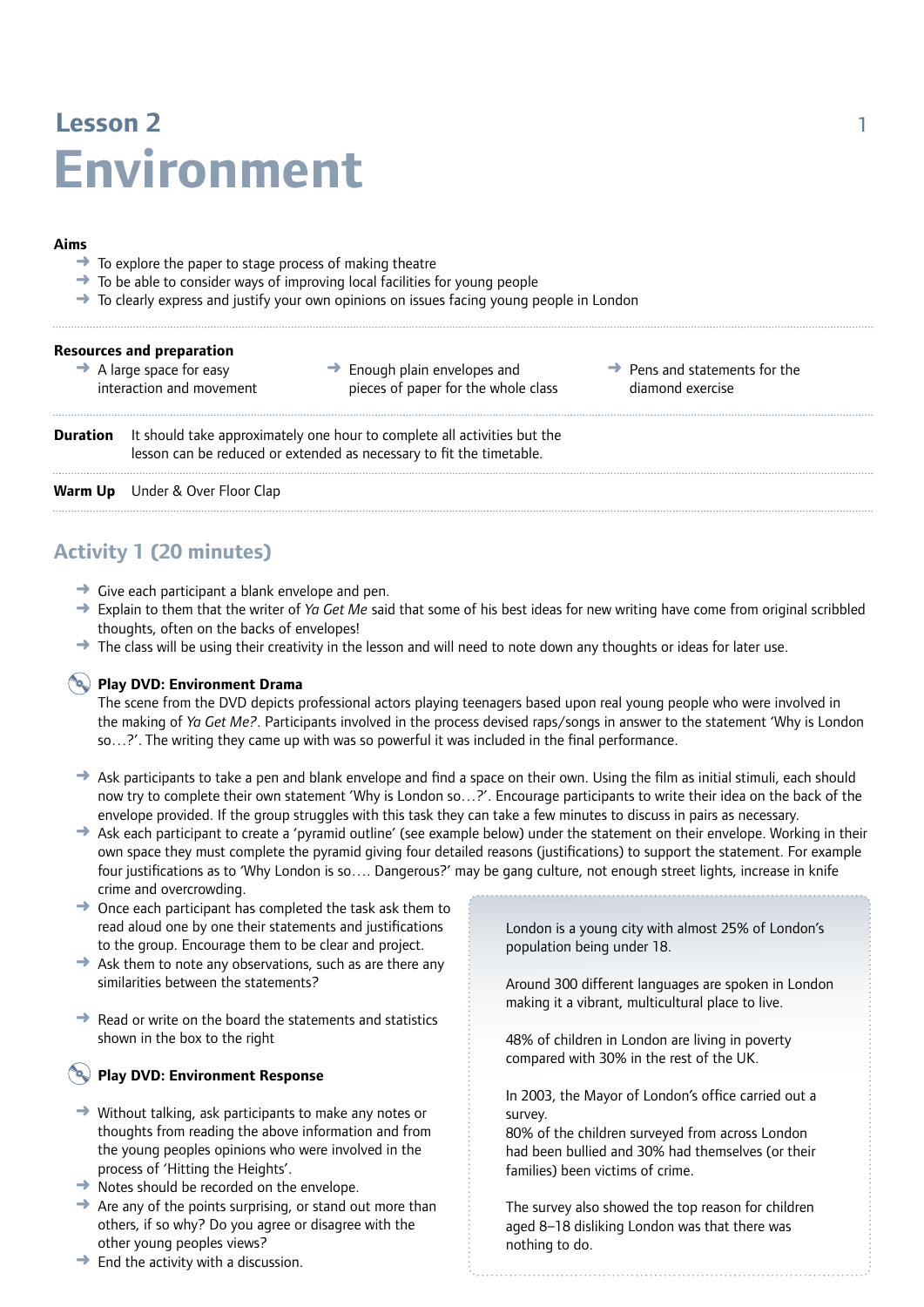# Lesson 2

# Environment

**Aims**

- To explore the paper to stage process of making theatre
- To be able to consider ways of improving local facilities for young people
- To clearly express and justify your own opinions on issues facing young people in London

**Resources and preparation**

- A large space for easy interaction and movement
- Enough plain envelopes and pieces of paper for the whole class
- Pens and statements for the diamond exercise

**Duration** It should take approximately one hour to complete all activities but the lesson can be reduced or extended as necessary to fit the timetable.

**Warm Up** Under & Over Floor Clap

## Activity 1 (20 minutes)

- Give each participant a blank envelope and pen.
- Explain to them that the writer of *Ya Get Me* said that some of his best ideas for new writing have come from original scribbled thoughts, often on the backs of envelopes!
- The class will be using their creativity in the lesson and will need to note down any thoughts or ideas for later use.

**Play DVD: Environment Drama**

The scene from the DVD depicts professional actors playing teenagers based upon real young people who were involved in the making of *Ya Get Me?*. Participants involved in the process devised raps/songs in answer to the statement 'Why is London so…?'. The writing they came up with was so powerful it was included in the final performance.

- Ask participants to take a pen and blank envelope and find a space on their own. Using the film as initial stimuli, each should now try to complete their own statement 'Why is London so…?'. Encourage participants to write their idea on the back of the envelope provided. If the group struggles with this task they can take a few minutes to discuss in pairs as necessary.
- Ask each participant to create a 'pyramid outline' (see example below) under the statement on their envelope. Working in their own space they must complete the pyramid giving four detailed reasons (justifications) to support the statement. For example four justifications as to 'Why London is so…. Dangerous?' may be gang culture, not enough street lights, increase in knife crime and overcrowding.
- Once each participant has completed the task ask them to read aloud one by one their statements and justifications to the group. Encourage them to be clear and project.
- Ask them to note any observations, such as are there any similarities between the statements?
- Read or write on the board the statements and statistics shown in the box to the right

**Play DVD: Environment Response**

- Without talking, ask participants to make any notes or thoughts from reading the above information and from the young peoples opinions who were involved in the process of 'Hitting the Heights'.
- Notes should be recorded on the envelope.
- Are any of the points surprising, or stand out more than others, if so why? Do you agree or disagree with the other young peoples views?
- End the activity with a discussion.

> London is a young city with almost 25% of London's population being under 18.
>
> Around 300 different languages are spoken in London making it a vibrant, multicultural place to live.
>
> 48% of children in London are living in poverty compared with 30% in the rest of the UK.
>
> In 2003, the Mayor of London's office carried out a survey.
> 80% of the children surveyed from across London had been bullied and 30% had themselves (or their families) been victims of crime.
>
> The survey also showed the top reason for children aged 8–18 disliking London was that there was nothing to do.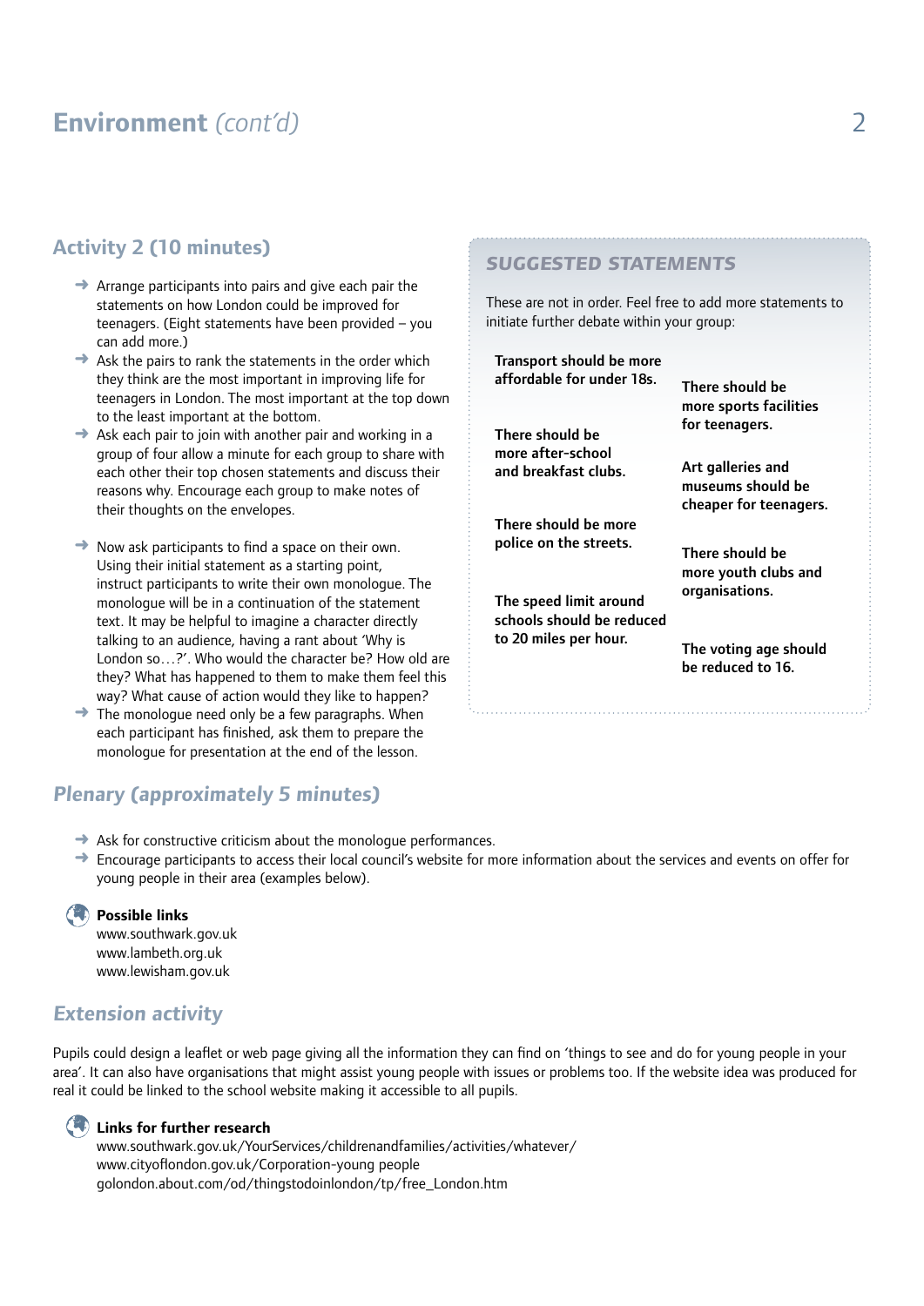# **Environment** *(cont'd)*

## Activity 2 (10 minutes)

- Arrange participants into pairs and give each pair the statements on how London could be improved for teenagers. (Eight statements have been provided – you can add more.)
- Ask the pairs to rank the statements in the order which they think are the most important in improving life for teenagers in London. The most important at the top down to the least important at the bottom.
- Ask each pair to join with another pair and working in a group of four allow a minute for each group to share with each other their top chosen statements and discuss their reasons why. Encourage each group to make notes of their thoughts on the envelopes.
- Now ask participants to find a space on their own. Using their initial statement as a starting point, instruct participants to write their own monologue. The monologue will be in a continuation of the statement text. It may be helpful to imagine a character directly talking to an audience, having a rant about 'Why is London so…?'. Who would the character be? How old are they? What has happened to them to make them feel this way? What cause of action would they like to happen?
- The monologue need only be a few paragraphs. When each participant has finished, ask them to prepare the monologue for presentation at the end of the lesson.

### *SUGGESTED STATEMENTS*

These are not in order. Feel free to add more statements to initiate further debate within your group:

**Transport should be more affordable for under 18s.**

**There should be more sports facilities for teenagers.**

**There should be more after-school and breakfast clubs.**

**Art galleries and museums should be cheaper for teenagers.**

**There should be more police on the streets.**

**There should be more youth clubs and organisations.**

**The speed limit around schools should be reduced to 20 miles per hour.**

**The voting age should be reduced to 16.**

## *Plenary (approximately 5 minutes)*

- Ask for constructive criticism about the monologue performances.
- Encourage participants to access their local council's website for more information about the services and events on offer for young people in their area (examples below).

**Possible links**
www.southwark.gov.uk
www.lambeth.org.uk
www.lewisham.gov.uk

## *Extension activity*

Pupils could design a leaflet or web page giving all the information they can find on 'things to see and do for young people in your area'. It can also have organisations that might assist young people with issues or problems too. If the website idea was produced for real it could be linked to the school website making it accessible to all pupils.

**Links for further research**
www.southwark.gov.uk/YourServices/childrenandfamilies/activities/whatever/
www.cityoflondon.gov.uk/Corporation-young people
golondon.about.com/od/thingstodoinlondon/tp/free_London.htm